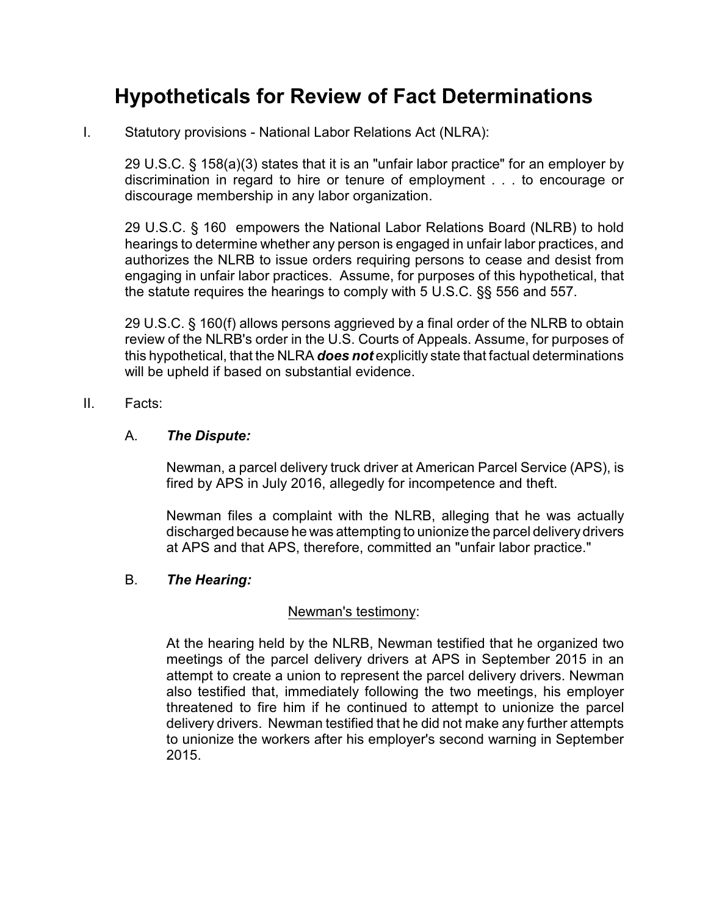# Hypotheticals for Review of Fact Determinations

I. Statutory provisions - National Labor Relations Act (NLRA):

   29 U.S.C. § 158(a)(3) states that it is an "unfair labor practice" for an employer by discrimination in regard to hire or tenure of employment . . . to encourage or discourage membership in any labor organization.

   29 U.S.C. § 160 empowers the National Labor Relations Board (NLRB) to hold hearings to determine whether any person is engaged in unfair labor practices, and authorizes the NLRB to issue orders requiring persons to cease and desist from engaging in unfair labor practices. Assume, for purposes of this hypothetical, that the statute requires the hearings to comply with 5 U.S.C. §§ 556 and 557.

   29 U.S.C. § 160(f) allows persons aggrieved by a final order of the NLRB to obtain review of the NLRB's order in the U.S. Courts of Appeals. Assume, for purposes of this hypothetical, that the NLRA ***does not*** explicitly state that factual determinations will be upheld if based on substantial evidence.

II. Facts:

   A. ***The Dispute:***

      Newman, a parcel delivery truck driver at American Parcel Service (APS), is fired by APS in July 2016, allegedly for incompetence and theft.

      Newman files a complaint with the NLRB, alleging that he was actually discharged because he was attempting to unionize the parcel delivery drivers at APS and that APS, therefore, committed an "unfair labor practice."

   B. ***The Hearing:***

      <u>Newman's testimony</u>:

      At the hearing held by the NLRB, Newman testified that he organized two meetings of the parcel delivery drivers at APS in September 2015 in an attempt to create a union to represent the parcel delivery drivers. Newman also testified that, immediately following the two meetings, his employer threatened to fire him if he continued to attempt to unionize the parcel delivery drivers. Newman testified that he did not make any further attempts to unionize the workers after his employer's second warning in September 2015.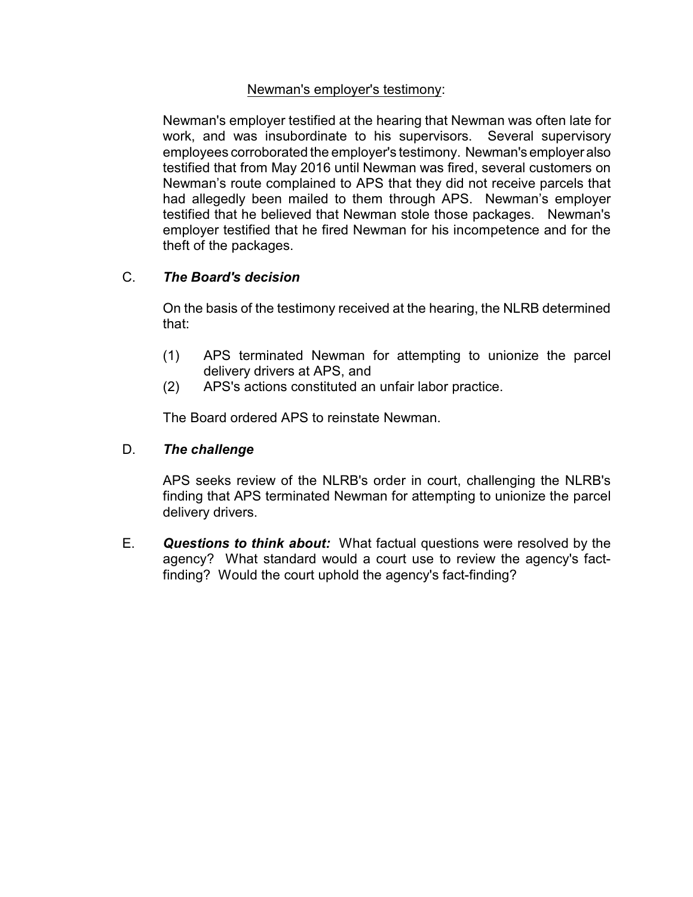<u>Newman's employer's testimony</u>:

Newman's employer testified at the hearing that Newman was often late for work, and was insubordinate to his supervisors. Several supervisory employees corroborated the employer's testimony. Newman's employer also testified that from May 2016 until Newman was fired, several customers on Newman's route complained to APS that they did not receive parcels that had allegedly been mailed to them through APS. Newman's employer testified that he believed that Newman stole those packages. Newman's employer testified that he fired Newman for his incompetence and for the theft of the packages.

### C. *The Board's decision*

On the basis of the testimony received at the hearing, the NLRB determined that:

(1) APS terminated Newman for attempting to unionize the parcel delivery drivers at APS, and
(2) APS's actions constituted an unfair labor practice.

The Board ordered APS to reinstate Newman.

### D. *The challenge*

APS seeks review of the NLRB's order in court, challenging the NLRB's finding that APS terminated Newman for attempting to unionize the parcel delivery drivers.

### E. ***Questions to think about:*** What factual questions were resolved by the agency? What standard would a court use to review the agency's fact-finding? Would the court uphold the agency's fact-finding?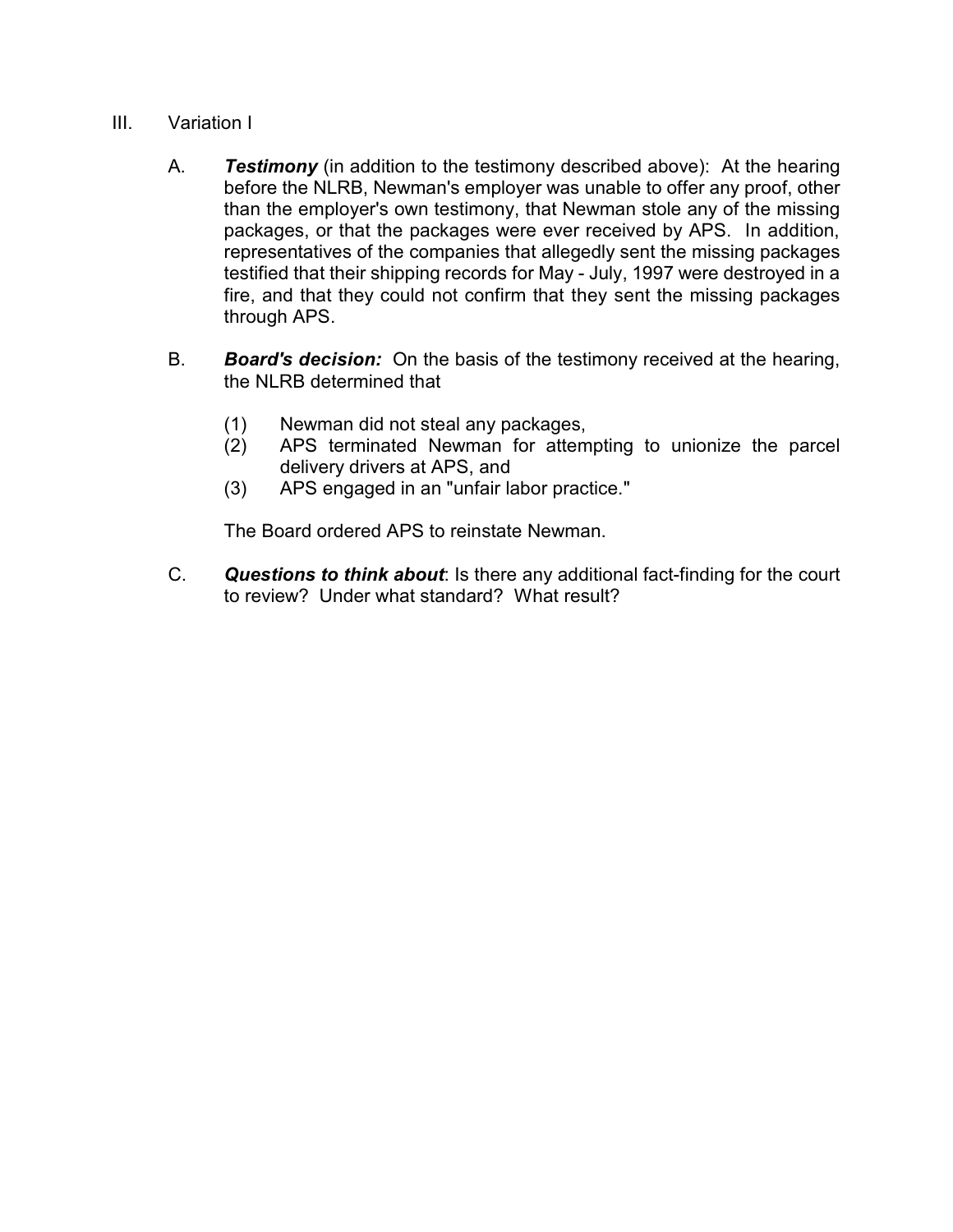## III. Variation I

A. ***Testimony*** (in addition to the testimony described above): At the hearing before the NLRB, Newman's employer was unable to offer any proof, other than the employer's own testimony, that Newman stole any of the missing packages, or that the packages were ever received by APS. In addition, representatives of the companies that allegedly sent the missing packages testified that their shipping records for May - July, 1997 were destroyed in a fire, and that they could not confirm that they sent the missing packages through APS.

B. ***Board's decision:*** On the basis of the testimony received at the hearing, the NLRB determined that

(1) Newman did not steal any packages,
(2) APS terminated Newman for attempting to unionize the parcel delivery drivers at APS, and
(3) APS engaged in an "unfair labor practice."

The Board ordered APS to reinstate Newman.

C. ***Questions to think about***: Is there any additional fact-finding for the court to review? Under what standard? What result?